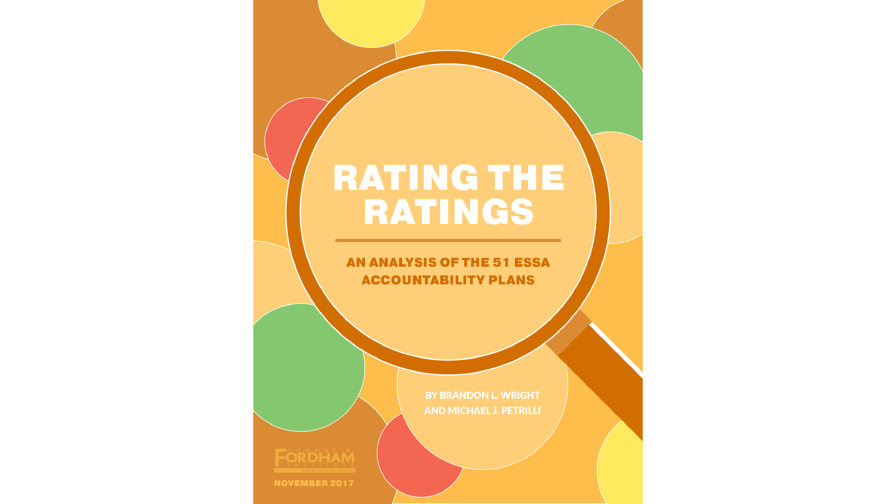# RATING THE RATINGS

## AN ANALYSIS OF THE 51 ESSA ACCOUNTABILITY PLANS

BY BRANDON L. WRIGHT AND MICHAEL J. PETRILLI

THOMAS B. FORDHAM INSTITUTE

NOVEMBER 2017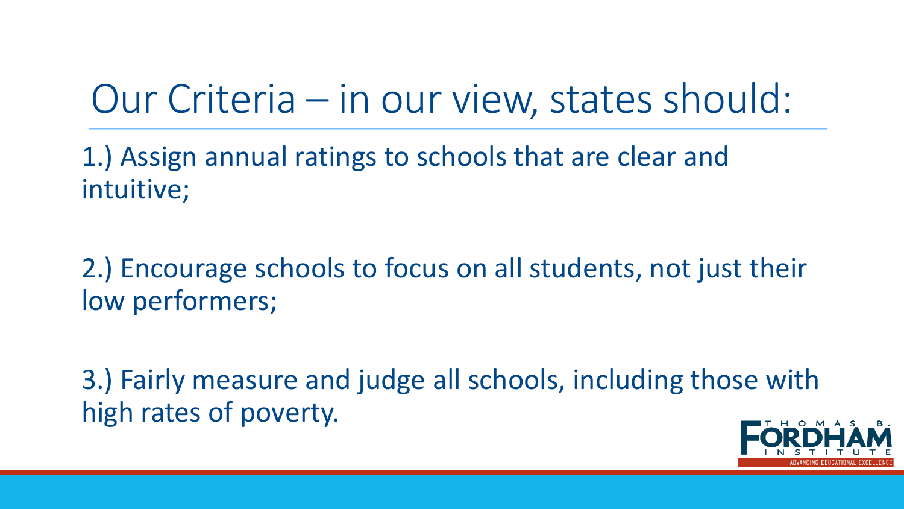# Our Criteria – in our view, states should:

1.) Assign annual ratings to schools that are clear and intuitive;

2.) Encourage schools to focus on all students, not just their low performers;

3.) Fairly measure and judge all schools, including those with high rates of poverty.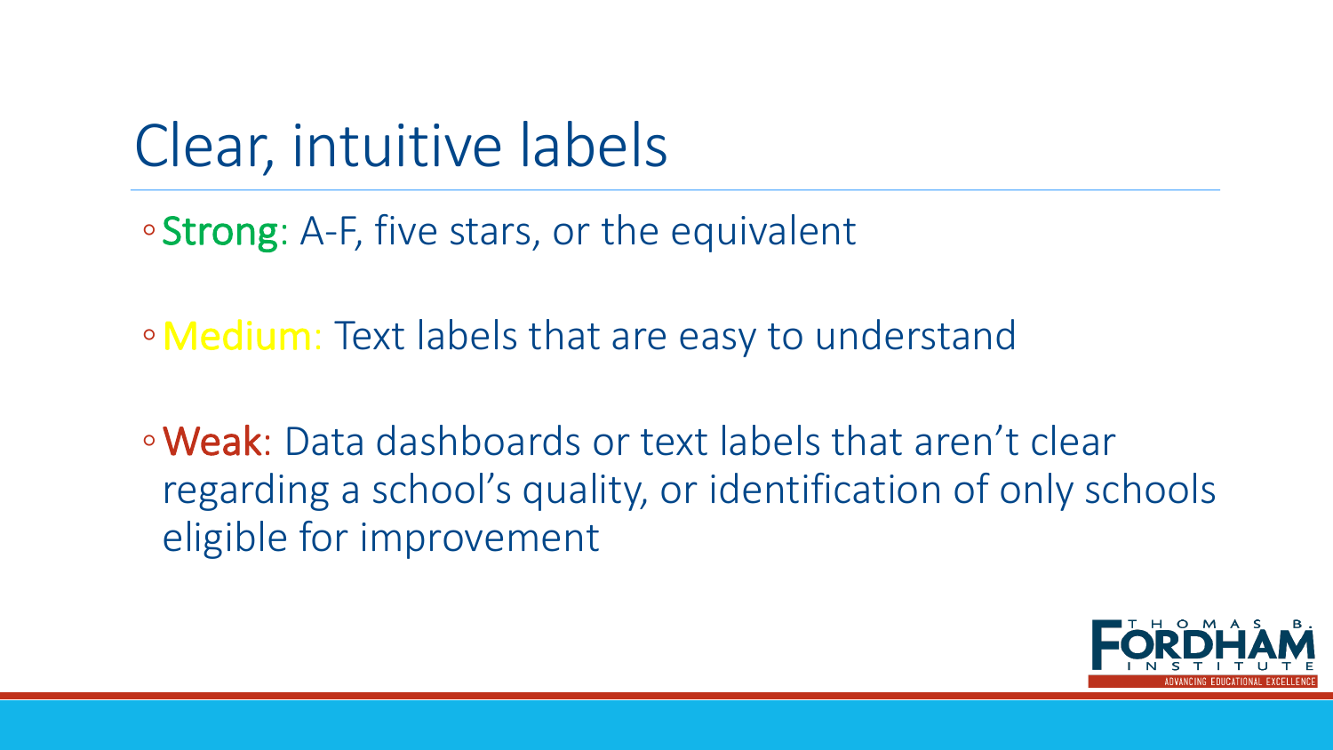# Clear, intuitive labels

- **Strong**: A-F, five stars, or the equivalent
- **Medium**: Text labels that are easy to understand
- **Weak**: Data dashboards or text labels that aren't clear regarding a school's quality, or identification of only schools eligible for improvement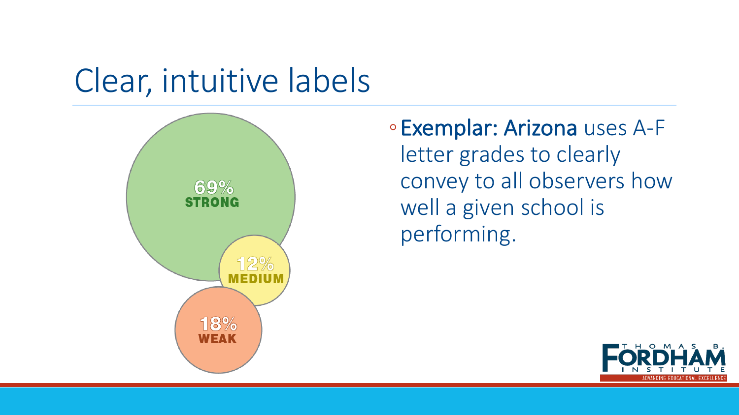# Clear, intuitive labels

69% STRONG

12% MEDIUM

18% WEAK

- **Exemplar: Arizona** uses A-F letter grades to clearly convey to all observers how well a given school is performing.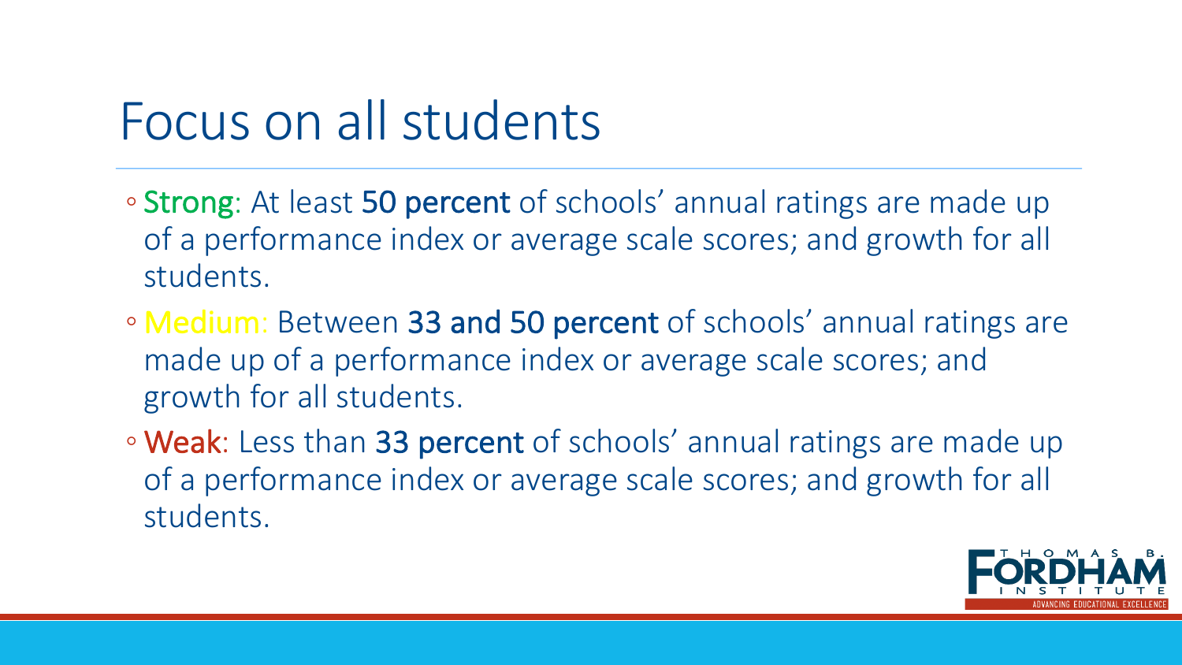# Focus on all students

- **Strong**: At least **50 percent** of schools' annual ratings are made up of a performance index or average scale scores; and growth for all students.
- **Medium**: Between **33 and 50 percent** of schools' annual ratings are made up of a performance index or average scale scores; and growth for all students.
- **Weak**: Less than **33 percent** of schools' annual ratings are made up of a performance index or average scale scores; and growth for all students.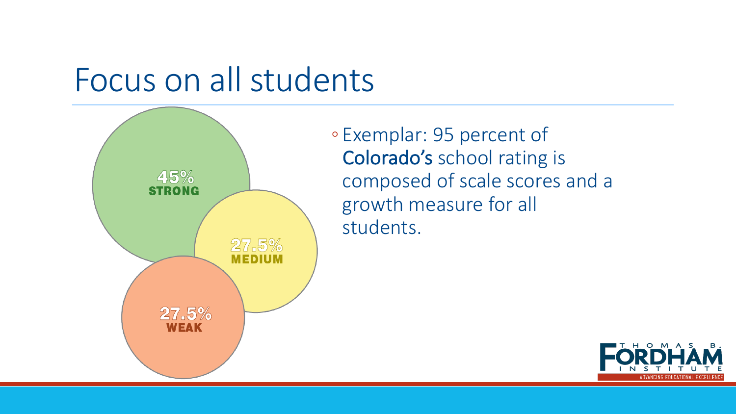# Focus on all students

45%
STRONG

27.5%
MEDIUM

27.5%
WEAK

- Exemplar: 95 percent of **Colorado's** school rating is composed of scale scores and a growth measure for all students.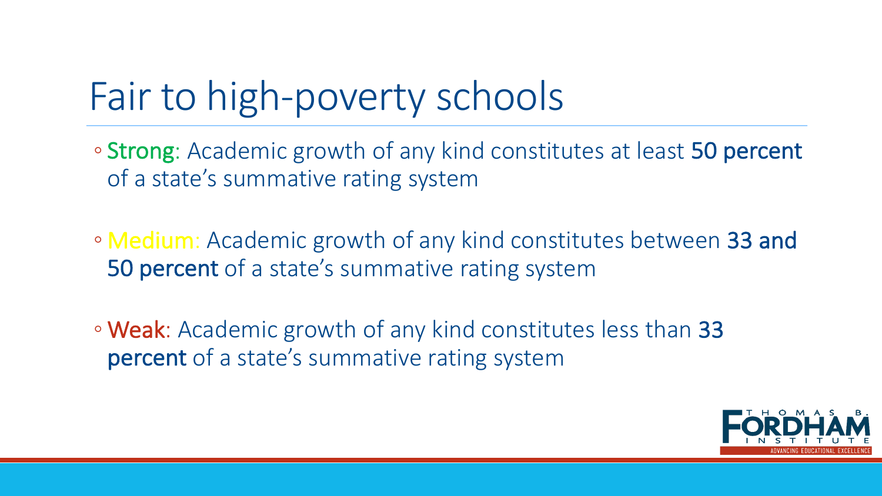# Fair to high-poverty schools

- **Strong**: Academic growth of any kind constitutes at least **50 percent** of a state's summative rating system
- **Medium**: Academic growth of any kind constitutes between **33 and 50 percent** of a state's summative rating system
- **Weak**: Academic growth of any kind constitutes less than **33 percent** of a state's summative rating system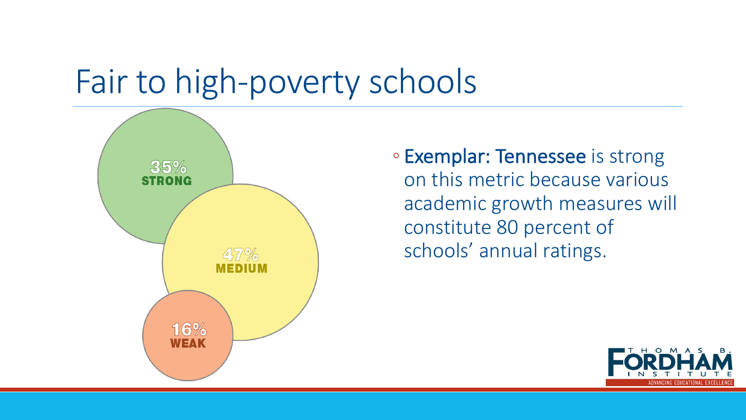# Fair to high-poverty schools

35%
STRONG

47%
MEDIUM

16%
WEAK

- **Exemplar: Tennessee** is strong on this metric because various academic growth measures will constitute 80 percent of schools' annual ratings.